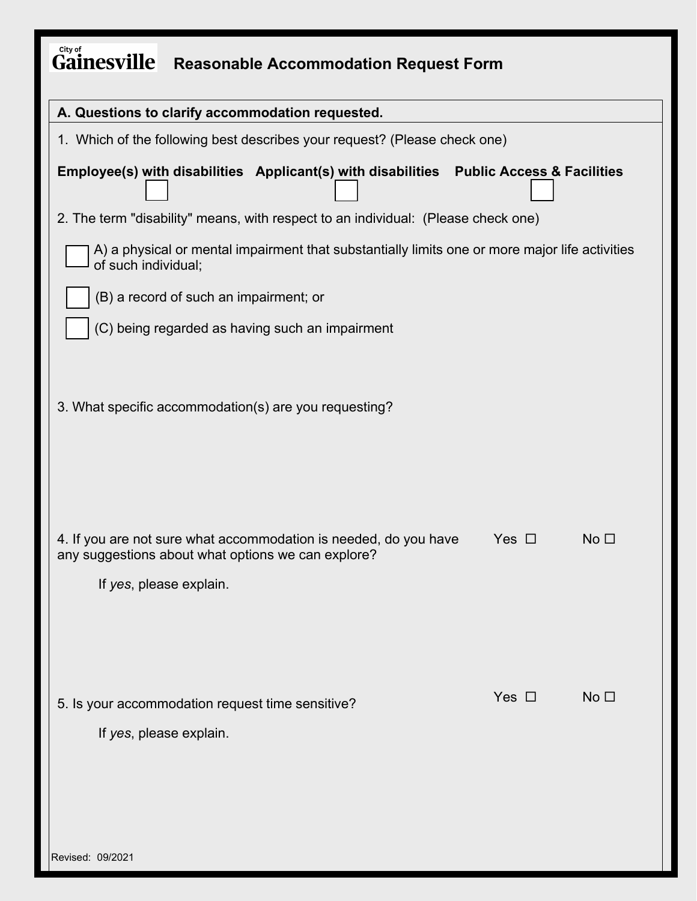# City of Gainesville Reasonable Accommodation Request Form

## A. Questions to clarify accommodation requested.

1. Which of the following best describes your request? (Please check one)

**Employee(s) with disabilities** ☐ **Applicant(s) with disabilities** ☐ **Public Access & Facilities** ☐

2. The term "disability" means, with respect to an individual: (Please check one)

☐ A) a physical or mental impairment that substantially limits one or more major life activities of such individual;

☐ (B) a record of such an impairment; or

☐ (C) being regarded as having such an impairment

3. What specific accommodation(s) are you requesting?

4. If you are not sure what accommodation is needed, do you have any suggestions about what options we can explore? Yes ☐ No ☐

   If *yes*, please explain.

5. Is your accommodation request time sensitive? Yes ☐ No ☐

   If *yes*, please explain.

Revised: 09/2021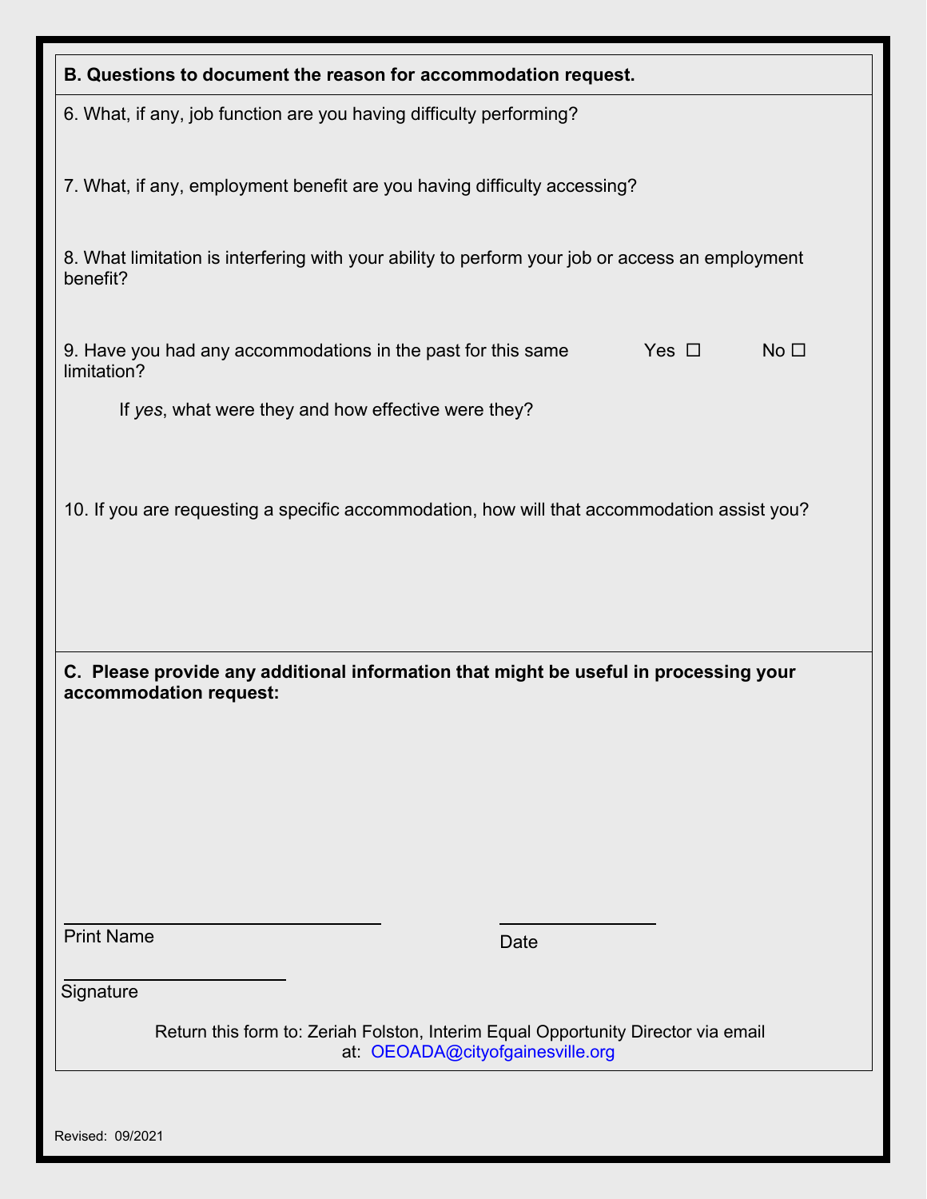**B. Questions to document the reason for accommodation request.**

6. What, if any, job function are you having difficulty performing?

7. What, if any, employment benefit are you having difficulty accessing?

8. What limitation is interfering with your ability to perform your job or access an employment benefit?

9. Have you had any accommodations in the past for this same limitation? Yes ☐ No ☐

If *yes*, what were they and how effective were they?

10. If you are requesting a specific accommodation, how will that accommodation assist you?

**C. Please provide any additional information that might be useful in processing your accommodation request:**

\_\_\_\_\_\_\_\_\_\_\_\_\_\_\_\_\_\_\_\_\_\_\_\_\_\_\_\_\_\_
Print Name

\_\_\_\_\_\_\_\_\_\_\_\_\_\_\_
Date

\_\_\_\_\_\_\_\_\_\_\_\_\_\_\_\_\_\_\_\_
Signature

Return this form to: Zeriah Folston, Interim Equal Opportunity Director via email at: OEOADA@cityofgainesville.org

Revised: 09/2021